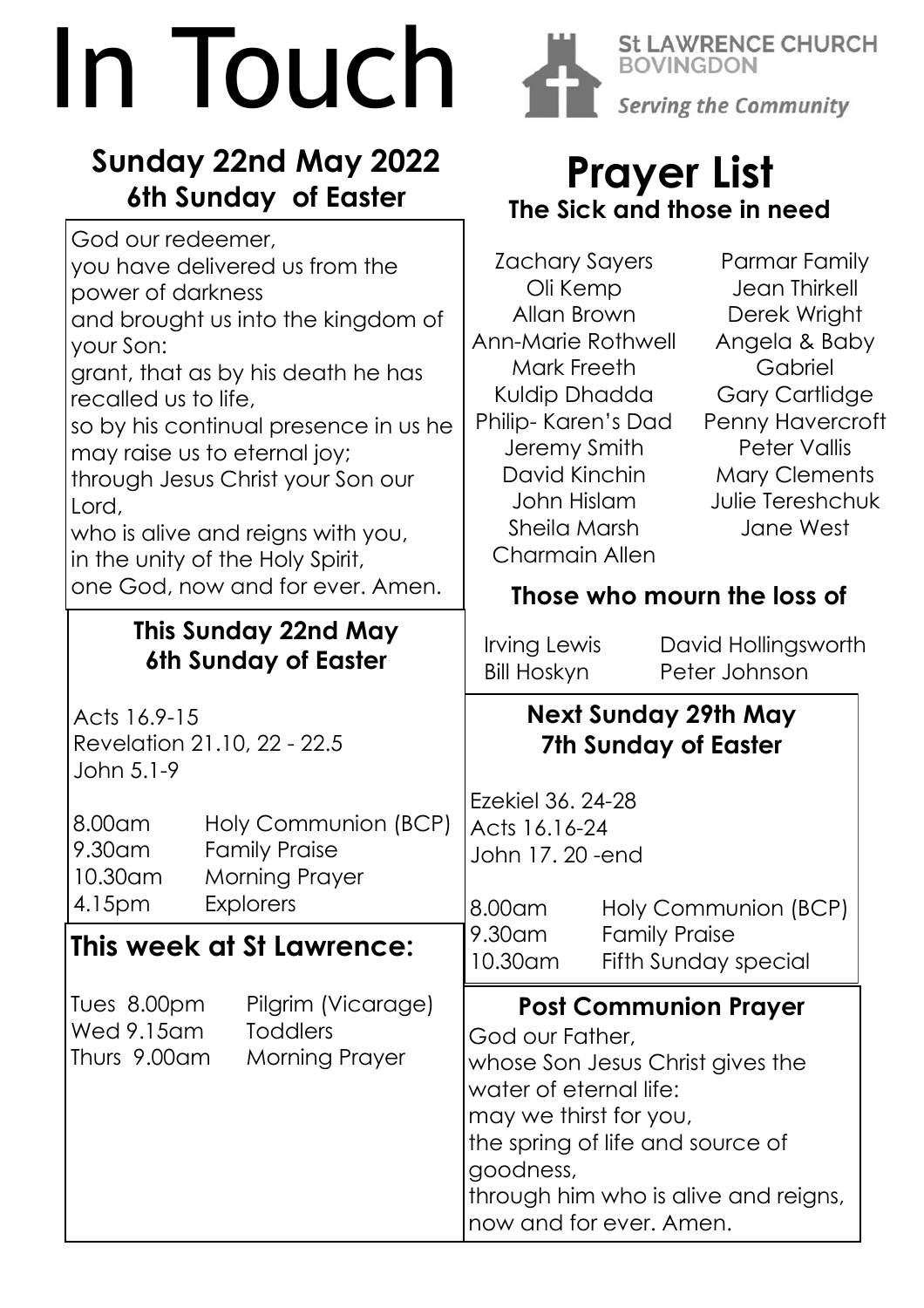# In Touch

St LAWRENCE CHURCH
BOVINGDON
*Serving the Community*

## Sunday 22nd May 2022
## 6th Sunday of Easter

God our redeemer,
you have delivered us from the power of darkness
and brought us into the kingdom of your Son:
grant, that as by his death he has recalled us to life,
so by his continual presence in us he may raise us to eternal joy;
through Jesus Christ your Son our Lord,
who is alive and reigns with you,
in the unity of the Holy Spirit,
one God, now and for ever. Amen.

### This Sunday 22nd May
### 6th Sunday of Easter

Acts 16.9-15
Revelation 21.10, 22 - 22.5
John 5.1-9

| | |
|---|---|
| 8.00am | Holy Communion (BCP) |
| 9.30am | Family Praise |
| 10.30am | Morning Prayer |
| 4.15pm | Explorers |

## This week at St Lawrence:

| | |
|---|---|
| Tues 8.00pm | Pilgrim (Vicarage) |
| Wed 9.15am | Toddlers |
| Thurs 9.00am | Morning Prayer |

# Prayer List

### The Sick and those in need

Zachary Sayers
Oli Kemp
Allan Brown
Ann-Marie Rothwell
Mark Freeth
Kuldip Dhadda
Philip- Karen's Dad
Jeremy Smith
David Kinchin
John Hislam
Sheila Marsh
Charmain Allen
Parmar Family
Jean Thirkell
Derek Wright
Angela & Baby Gabriel
Gary Cartlidge
Penny Havercroft
Peter Vallis
Mary Clements
Julie Tereshchuk
Jane West

### Those who mourn the loss of

Irving Lewis
Bill Hoskyn
David Hollingsworth
Peter Johnson

### Next Sunday 29th May
### 7th Sunday of Easter

Ezekiel 36. 24-28
Acts 16.16-24
John 17. 20 -end

| | |
|---|---|
| 8.00am | Holy Communion (BCP) |
| 9.30am | Family Praise |
| 10.30am | Fifth Sunday special |

### Post Communion Prayer

God our Father,
whose Son Jesus Christ gives the water of eternal life:
may we thirst for you,
the spring of life and source of goodness,
through him who is alive and reigns,
now and for ever. Amen.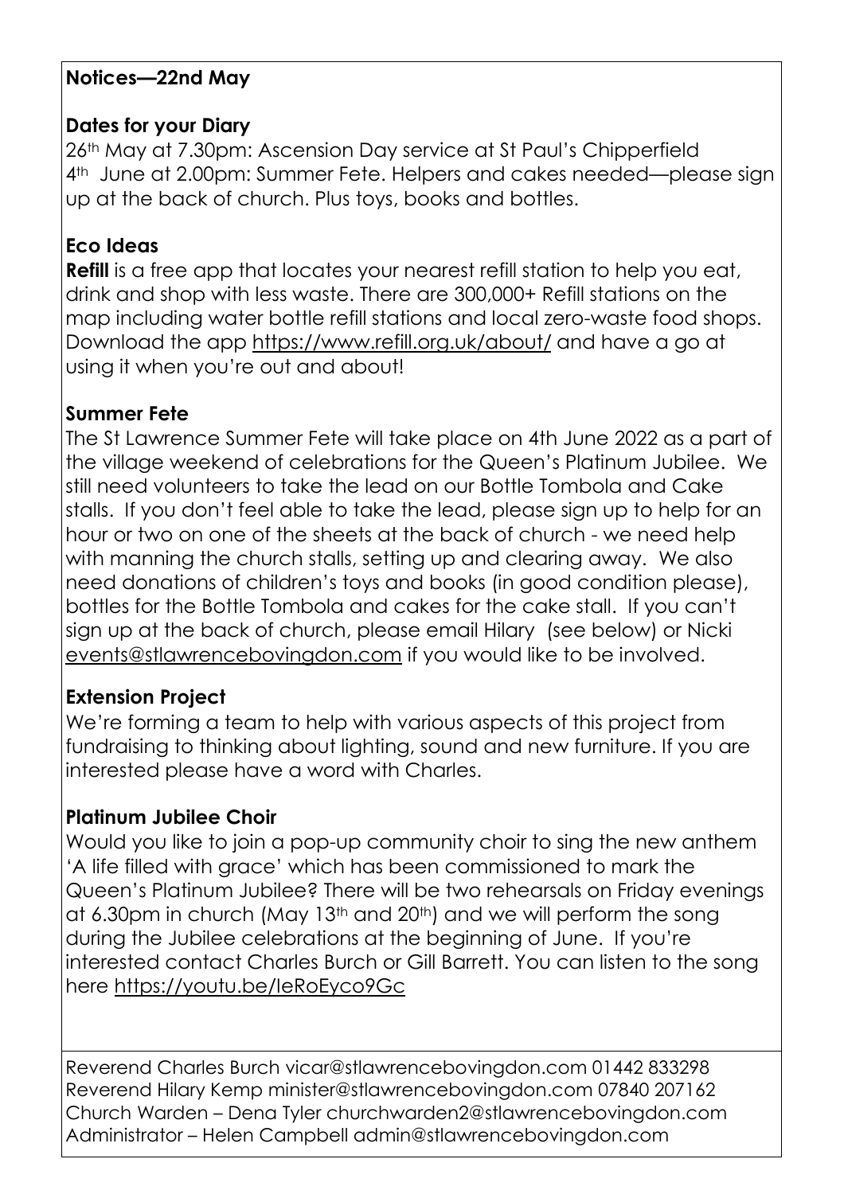**Notices—22nd May**

**Dates for your Diary**

26th May at 7.30pm: Ascension Day service at St Paul's Chipperfield
4th June at 2.00pm: Summer Fete. Helpers and cakes needed—please sign up at the back of church. Plus toys, books and bottles.

**Eco Ideas**

**Refill** is a free app that locates your nearest refill station to help you eat, drink and shop with less waste. There are 300,000+ Refill stations on the map including water bottle refill stations and local zero-waste food shops. Download the app https://www.refill.org.uk/about/ and have a go at using it when you're out and about!

**Summer Fete**

The St Lawrence Summer Fete will take place on 4th June 2022 as a part of the village weekend of celebrations for the Queen's Platinum Jubilee. We still need volunteers to take the lead on our Bottle Tombola and Cake stalls. If you don't feel able to take the lead, please sign up to help for an hour or two on one of the sheets at the back of church - we need help with manning the church stalls, setting up and clearing away. We also need donations of children's toys and books (in good condition please), bottles for the Bottle Tombola and cakes for the cake stall. If you can't sign up at the back of church, please email Hilary (see below) or Nicki events@stlawrencebovingdon.com if you would like to be involved.

**Extension Project**

We're forming a team to help with various aspects of this project from fundraising to thinking about lighting, sound and new furniture. If you are interested please have a word with Charles.

**Platinum Jubilee Choir**

Would you like to join a pop-up community choir to sing the new anthem 'A life filled with grace' which has been commissioned to mark the Queen's Platinum Jubilee? There will be two rehearsals on Friday evenings at 6.30pm in church (May 13th and 20th) and we will perform the song during the Jubilee celebrations at the beginning of June. If you're interested contact Charles Burch or Gill Barrett. You can listen to the song here https://youtu.be/IeRoEyco9Gc

Reverend Charles Burch vicar@stlawrencebovingdon.com 01442 833298
Reverend Hilary Kemp minister@stlawrencebovingdon.com 07840 207162
Church Warden – Dena Tyler churchwarden2@stlawrencebovingdon.com
Administrator – Helen Campbell admin@stlawrencebovingdon.com